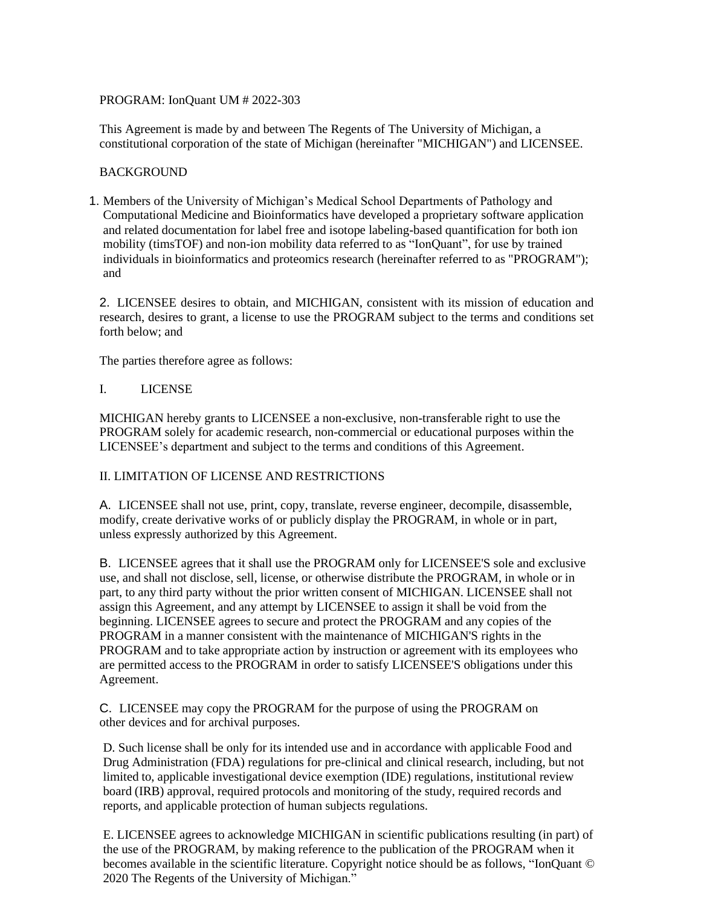PROGRAM: IonQuant UM # 2022-303

This Agreement is made by and between The Regents of The University of Michigan, a constitutional corporation of the state of Michigan (hereinafter "MICHIGAN") and LICENSEE.

BACKGROUND

1. Members of the University of Michigan's Medical School Departments of Pathology and Computational Medicine and Bioinformatics have developed a proprietary software application and related documentation for label free and isotope labeling-based quantification for both ion mobility (timsTOF) and non-ion mobility data referred to as "IonQuant", for use by trained individuals in bioinformatics and proteomics research (hereinafter referred to as "PROGRAM"); and

2. LICENSEE desires to obtain, and MICHIGAN, consistent with its mission of education and research, desires to grant, a license to use the PROGRAM subject to the terms and conditions set forth below; and

The parties therefore agree as follows:

## I. LICENSE

MICHIGAN hereby grants to LICENSEE a non-exclusive, non-transferable right to use the PROGRAM solely for academic research, non-commercial or educational purposes within the LICENSEE's department and subject to the terms and conditions of this Agreement.

## II. LIMITATION OF LICENSE AND RESTRICTIONS

A. LICENSEE shall not use, print, copy, translate, reverse engineer, decompile, disassemble, modify, create derivative works of or publicly display the PROGRAM, in whole or in part, unless expressly authorized by this Agreement.

B. LICENSEE agrees that it shall use the PROGRAM only for LICENSEE'S sole and exclusive use, and shall not disclose, sell, license, or otherwise distribute the PROGRAM, in whole or in part, to any third party without the prior written consent of MICHIGAN. LICENSEE shall not assign this Agreement, and any attempt by LICENSEE to assign it shall be void from the beginning. LICENSEE agrees to secure and protect the PROGRAM and any copies of the PROGRAM in a manner consistent with the maintenance of MICHIGAN'S rights in the PROGRAM and to take appropriate action by instruction or agreement with its employees who are permitted access to the PROGRAM in order to satisfy LICENSEE'S obligations under this Agreement.

C. LICENSEE may copy the PROGRAM for the purpose of using the PROGRAM on other devices and for archival purposes.

D. Such license shall be only for its intended use and in accordance with applicable Food and Drug Administration (FDA) regulations for pre-clinical and clinical research, including, but not limited to, applicable investigational device exemption (IDE) regulations, institutional review board (IRB) approval, required protocols and monitoring of the study, required records and reports, and applicable protection of human subjects regulations.

E. LICENSEE agrees to acknowledge MICHIGAN in scientific publications resulting (in part) of the use of the PROGRAM, by making reference to the publication of the PROGRAM when it becomes available in the scientific literature. Copyright notice should be as follows, "IonQuant © 2020 The Regents of the University of Michigan."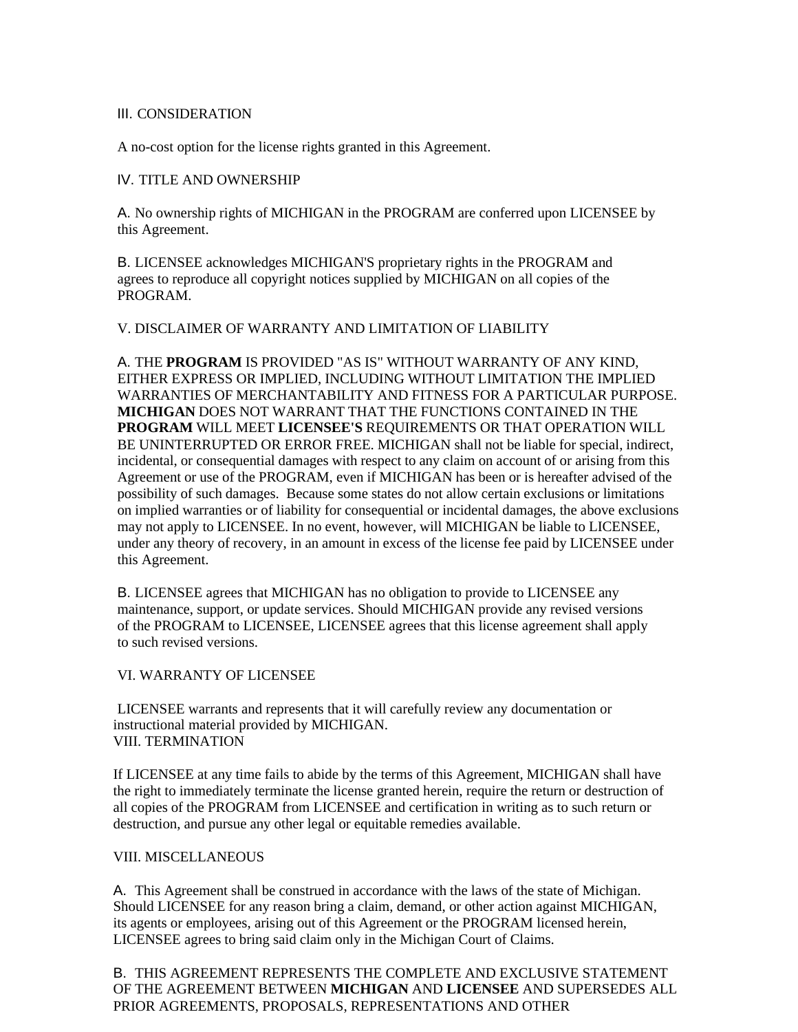III. CONSIDERATION

A no-cost option for the license rights granted in this Agreement.

IV. TITLE AND OWNERSHIP

A. No ownership rights of MICHIGAN in the PROGRAM are conferred upon LICENSEE by this Agreement.

B. LICENSEE acknowledges MICHIGAN'S proprietary rights in the PROGRAM and agrees to reproduce all copyright notices supplied by MICHIGAN on all copies of the PROGRAM.

V. DISCLAIMER OF WARRANTY AND LIMITATION OF LIABILITY

A. THE **PROGRAM** IS PROVIDED "AS IS" WITHOUT WARRANTY OF ANY KIND, EITHER EXPRESS OR IMPLIED, INCLUDING WITHOUT LIMITATION THE IMPLIED WARRANTIES OF MERCHANTABILITY AND FITNESS FOR A PARTICULAR PURPOSE. **MICHIGAN** DOES NOT WARRANT THAT THE FUNCTIONS CONTAINED IN THE **PROGRAM** WILL MEET **LICENSEE'S** REQUIREMENTS OR THAT OPERATION WILL BE UNINTERRUPTED OR ERROR FREE. MICHIGAN shall not be liable for special, indirect, incidental, or consequential damages with respect to any claim on account of or arising from this Agreement or use of the PROGRAM, even if MICHIGAN has been or is hereafter advised of the possibility of such damages. Because some states do not allow certain exclusions or limitations on implied warranties or of liability for consequential or incidental damages, the above exclusions may not apply to LICENSEE. In no event, however, will MICHIGAN be liable to LICENSEE, under any theory of recovery, in an amount in excess of the license fee paid by LICENSEE under this Agreement.

B. LICENSEE agrees that MICHIGAN has no obligation to provide to LICENSEE any maintenance, support, or update services. Should MICHIGAN provide any revised versions of the PROGRAM to LICENSEE, LICENSEE agrees that this license agreement shall apply to such revised versions.

VI. WARRANTY OF LICENSEE

LICENSEE warrants and represents that it will carefully review any documentation or instructional material provided by MICHIGAN.

VIII. TERMINATION

If LICENSEE at any time fails to abide by the terms of this Agreement, MICHIGAN shall have the right to immediately terminate the license granted herein, require the return or destruction of all copies of the PROGRAM from LICENSEE and certification in writing as to such return or destruction, and pursue any other legal or equitable remedies available.

VIII. MISCELLANEOUS

A. This Agreement shall be construed in accordance with the laws of the state of Michigan. Should LICENSEE for any reason bring a claim, demand, or other action against MICHIGAN, its agents or employees, arising out of this Agreement or the PROGRAM licensed herein, LICENSEE agrees to bring said claim only in the Michigan Court of Claims.

B. THIS AGREEMENT REPRESENTS THE COMPLETE AND EXCLUSIVE STATEMENT OF THE AGREEMENT BETWEEN **MICHIGAN** AND **LICENSEE** AND SUPERSEDES ALL PRIOR AGREEMENTS, PROPOSALS, REPRESENTATIONS AND OTHER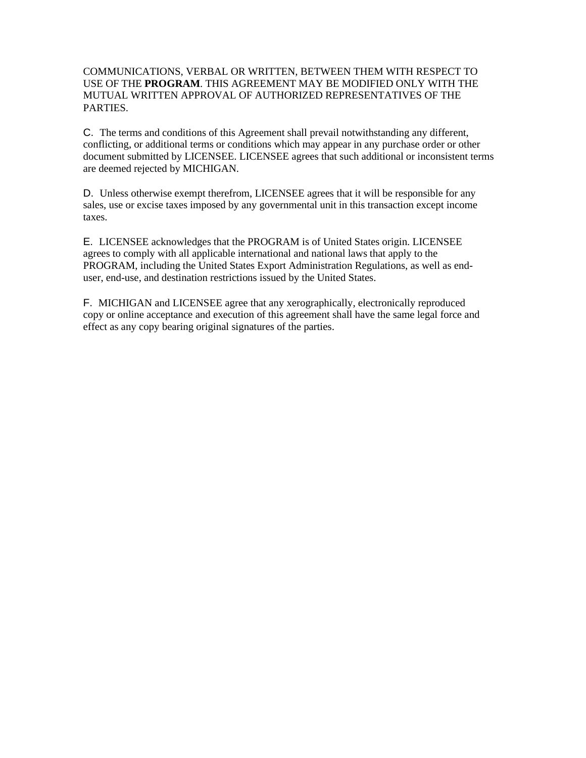COMMUNICATIONS, VERBAL OR WRITTEN, BETWEEN THEM WITH RESPECT TO USE OF THE **PROGRAM**. THIS AGREEMENT MAY BE MODIFIED ONLY WITH THE MUTUAL WRITTEN APPROVAL OF AUTHORIZED REPRESENTATIVES OF THE PARTIES.

C. The terms and conditions of this Agreement shall prevail notwithstanding any different, conflicting, or additional terms or conditions which may appear in any purchase order or other document submitted by LICENSEE. LICENSEE agrees that such additional or inconsistent terms are deemed rejected by MICHIGAN.

D. Unless otherwise exempt therefrom, LICENSEE agrees that it will be responsible for any sales, use or excise taxes imposed by any governmental unit in this transaction except income taxes.

E. LICENSEE acknowledges that the PROGRAM is of United States origin. LICENSEE agrees to comply with all applicable international and national laws that apply to the PROGRAM, including the United States Export Administration Regulations, as well as end-user, end-use, and destination restrictions issued by the United States.

F. MICHIGAN and LICENSEE agree that any xerographically, electronically reproduced copy or online acceptance and execution of this agreement shall have the same legal force and effect as any copy bearing original signatures of the parties.